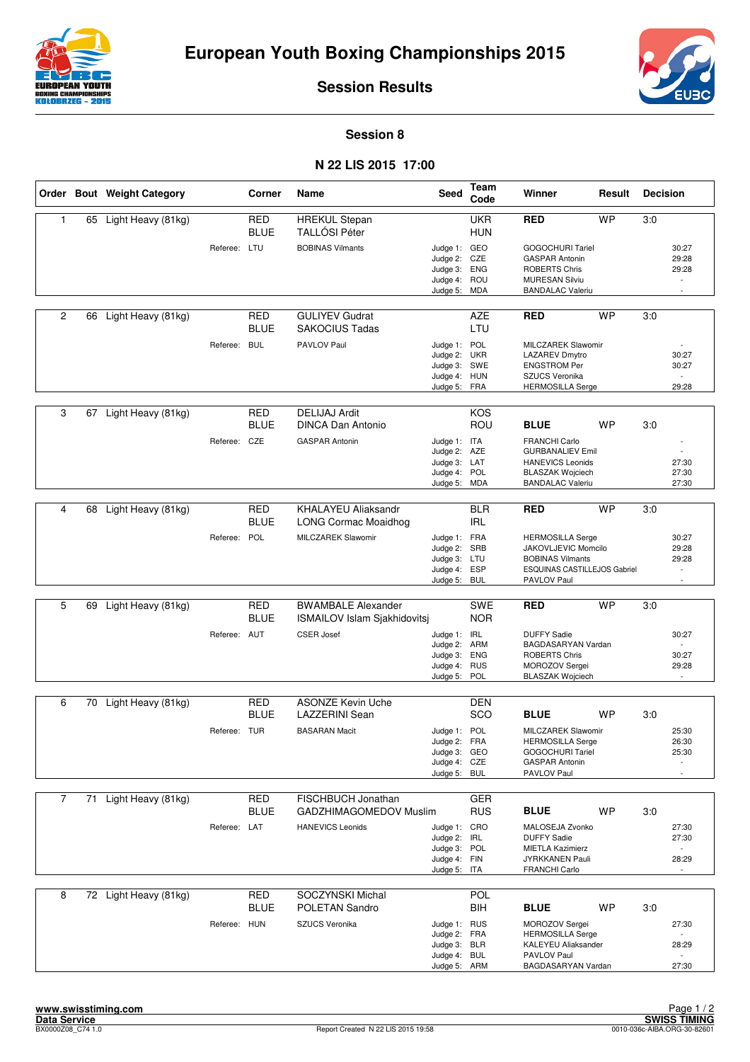# European Youth Boxing Championships 2015

## Session Results

### Session 8

### N 22 LIS 2015 17:00

| Order | Bout | Weight Category | Corner | Name | Seed | Team Code | Winner | Result | Decision |
|---|---|---|---|---|---|---|---|---|---|
| 1 | 65 | Light Heavy (81kg) | RED | HREKUL Stepan | | UKR | RED | WP | 3:0 |
| | | | BLUE | TALLÓSI Péter | | HUN | | | |
| | | Referee: LTU | | BOBINAS Vilmants | Judge 1: | GEO | GOGOCHURI Tariel | | 30:27 |
| | | | | | Judge 2: | CZE | GASPAR Antonin | | 29:28 |
| | | | | | Judge 3: | ENG | ROBERTS Chris | | 29:28 |
| | | | | | Judge 4: | ROU | MURESAN Silviu | | - |
| | | | | | Judge 5: | MDA | BANDALAC Valeriu | | - |
| 2 | 66 | Light Heavy (81kg) | RED | GULIYEV Gudrat | | AZE | RED | WP | 3:0 |
| | | | BLUE | SAKOCIUS Tadas | | LTU | | | |
| | | Referee: BUL | | PAVLOV Paul | Judge 1: | POL | MILCZAREK Slawomir | | - |
| | | | | | Judge 2: | UKR | LAZAREV Dmytro | | 30:27 |
| | | | | | Judge 3: | SWE | ENGSTROM Per | | 30:27 |
| | | | | | Judge 4: | HUN | SZUCS Veronika | | - |
| | | | | | Judge 5: | FRA | HERMOSILLA Serge | | 29:28 |
| 3 | 67 | Light Heavy (81kg) | RED | DELIJAJ Ardit | | KOS | | | |
| | | | BLUE | DINCA Dan Antonio | | ROU | BLUE | WP | 3:0 |
| | | Referee: CZE | | GASPAR Antonin | Judge 1: | ITA | FRANCHI Carlo | | - |
| | | | | | Judge 2: | AZE | GURBANALIEV Emil | | - |
| | | | | | Judge 3: | LAT | HANEVICS Leonids | | 27:30 |
| | | | | | Judge 4: | POL | BLASZAK Wojciech | | 27:30 |
| | | | | | Judge 5: | MDA | BANDALAC Valeriu | | 27:30 |
| 4 | 68 | Light Heavy (81kg) | RED | KHALAYEU Aliaksandr | | BLR | RED | WP | 3:0 |
| | | | BLUE | LONG Cormac Moaidhog | | IRL | | | |
| | | Referee: POL | | MILCZAREK Slawomir | Judge 1: | FRA | HERMOSILLA Serge | | 30:27 |
| | | | | | Judge 2: | SRB | JAKOVLJEVIC Momcilo | | 29:28 |
| | | | | | Judge 3: | LTU | BOBINAS Vilmants | | 29:28 |
| | | | | | Judge 4: | ESP | ESQUINAS CASTILLEJOS Gabriel | | - |
| | | | | | Judge 5: | BUL | PAVLOV Paul | | - |
| 5 | 69 | Light Heavy (81kg) | RED | BWAMBALE Alexander | | SWE | RED | WP | 3:0 |
| | | | BLUE | ISMAILOV Islam Sjakhidovitsj | | NOR | | | |
| | | Referee: AUT | | CSER Josef | Judge 1: | IRL | DUFFY Sadie | | 30:27 |
| | | | | | Judge 2: | ARM | BAGDASARYAN Vardan | | - |
| | | | | | Judge 3: | ENG | ROBERTS Chris | | 30:27 |
| | | | | | Judge 4: | RUS | MOROZOV Sergei | | 29:28 |
| | | | | | Judge 5: | POL | BLASZAK Wojciech | | - |
| 6 | 70 | Light Heavy (81kg) | RED | ASONZE Kevin Uche | | DEN | | | |
| | | | BLUE | LAZZERINI Sean | | SCO | BLUE | WP | 3:0 |
| | | Referee: TUR | | BASARAN Macit | Judge 1: | POL | MILCZAREK Slawomir | | 25:30 |
| | | | | | Judge 2: | FRA | HERMOSILLA Serge | | 26:30 |
| | | | | | Judge 3: | GEO | GOGOCHURI Tariel | | 25:30 |
| | | | | | Judge 4: | CZE | GASPAR Antonin | | - |
| | | | | | Judge 5: | BUL | PAVLOV Paul | | - |
| 7 | 71 | Light Heavy (81kg) | RED | FISCHBUCH Jonathan | | GER | | | |
| | | | BLUE | GADZHIMAGOMEDOV Muslim | | RUS | BLUE | WP | 3:0 |
| | | Referee: LAT | | HANEVICS Leonids | Judge 1: | CRO | MALOSEJA Zvonko | | 27:30 |
| | | | | | Judge 2: | IRL | DUFFY Sadie | | 27:30 |
| | | | | | Judge 3: | POL | MIETLA Kazimierz | | - |
| | | | | | Judge 4: | FIN | JYRKKANEN Pauli | | 28:29 |
| | | | | | Judge 5: | ITA | FRANCHI Carlo | | - |
| 8 | 72 | Light Heavy (81kg) | RED | SOCZYNSKI Michal | | POL | | | |
| | | | BLUE | POLETAN Sandro | | BIH | BLUE | WP | 3:0 |
| | | Referee: HUN | | SZUCS Veronika | Judge 1: | RUS | MOROZOV Sergei | | 27:30 |
| | | | | | Judge 2: | FRA | HERMOSILLA Serge | | - |
| | | | | | Judge 3: | BLR | KALEYEU Aliaksander | | 28:29 |
| | | | | | Judge 4: | BUL | PAVLOV Paul | | - |
| | | | | | Judge 5: | ARM | BAGDASARYAN Vardan | | 27:30 |

www.swisstiming.com
Data Service
BX0000Z08_C74 1.0

Report Created N 22 LIS 2015 19:58

SWISS TIMING
0010-036c-AIBA.ORG-30-82601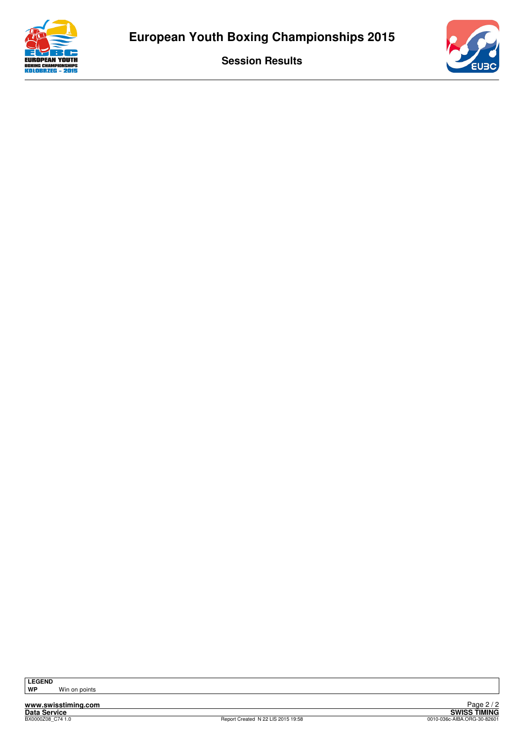**LEGEND**

| | |
|---|---|
| **WP** | Win on points |